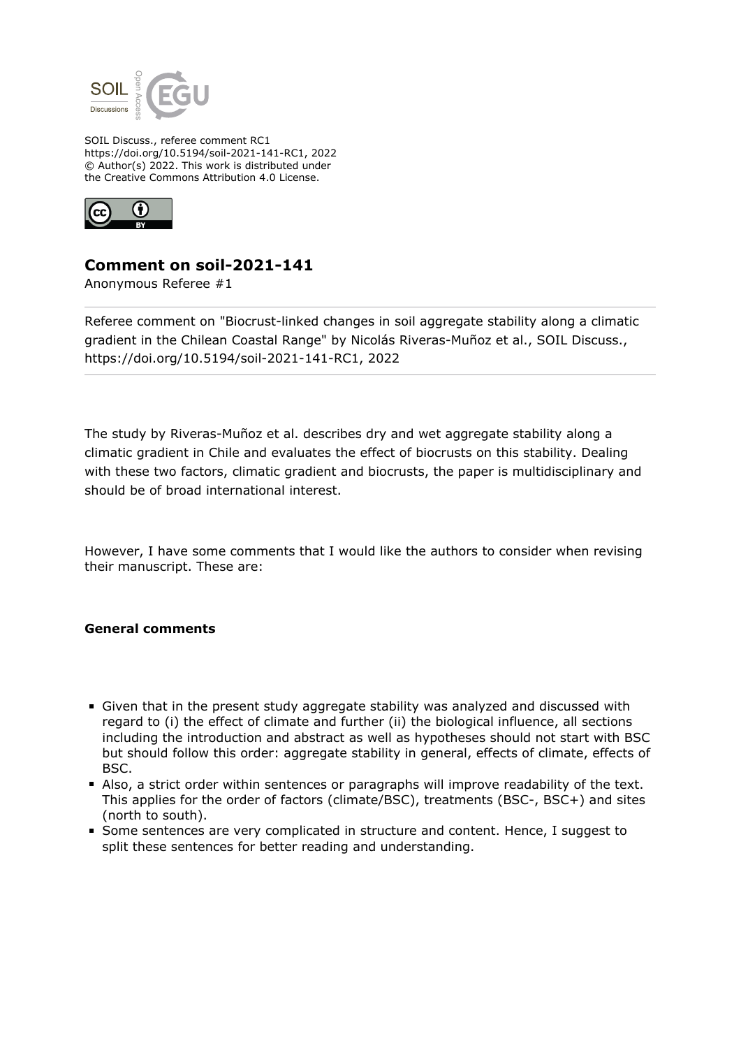SOIL Discuss., referee comment RC1
https://doi.org/10.5194/soil-2021-141-RC1, 2022
© Author(s) 2022. This work is distributed under
the Creative Commons Attribution 4.0 License.

## Comment on soil-2021-141

Anonymous Referee #1

Referee comment on "Biocrust-linked changes in soil aggregate stability along a climatic gradient in the Chilean Coastal Range" by Nicolás Riveras-Muñoz et al., SOIL Discuss., https://doi.org/10.5194/soil-2021-141-RC1, 2022

---

The study by Riveras-Muñoz et al. describes dry and wet aggregate stability along a climatic gradient in Chile and evaluates the effect of biocrusts on this stability. Dealing with these two factors, climatic gradient and biocrusts, the paper is multidisciplinary and should be of broad international interest.

However, I have some comments that I would like the authors to consider when revising their manuscript. These are:

**General comments**

- Given that in the present study aggregate stability was analyzed and discussed with regard to (i) the effect of climate and further (ii) the biological influence, all sections including the introduction and abstract as well as hypotheses should not start with BSC but should follow this order: aggregate stability in general, effects of climate, effects of BSC.
- Also, a strict order within sentences or paragraphs will improve readability of the text. This applies for the order of factors (climate/BSC), treatments (BSC-, BSC+) and sites (north to south).
- Some sentences are very complicated in structure and content. Hence, I suggest to split these sentences for better reading and understanding.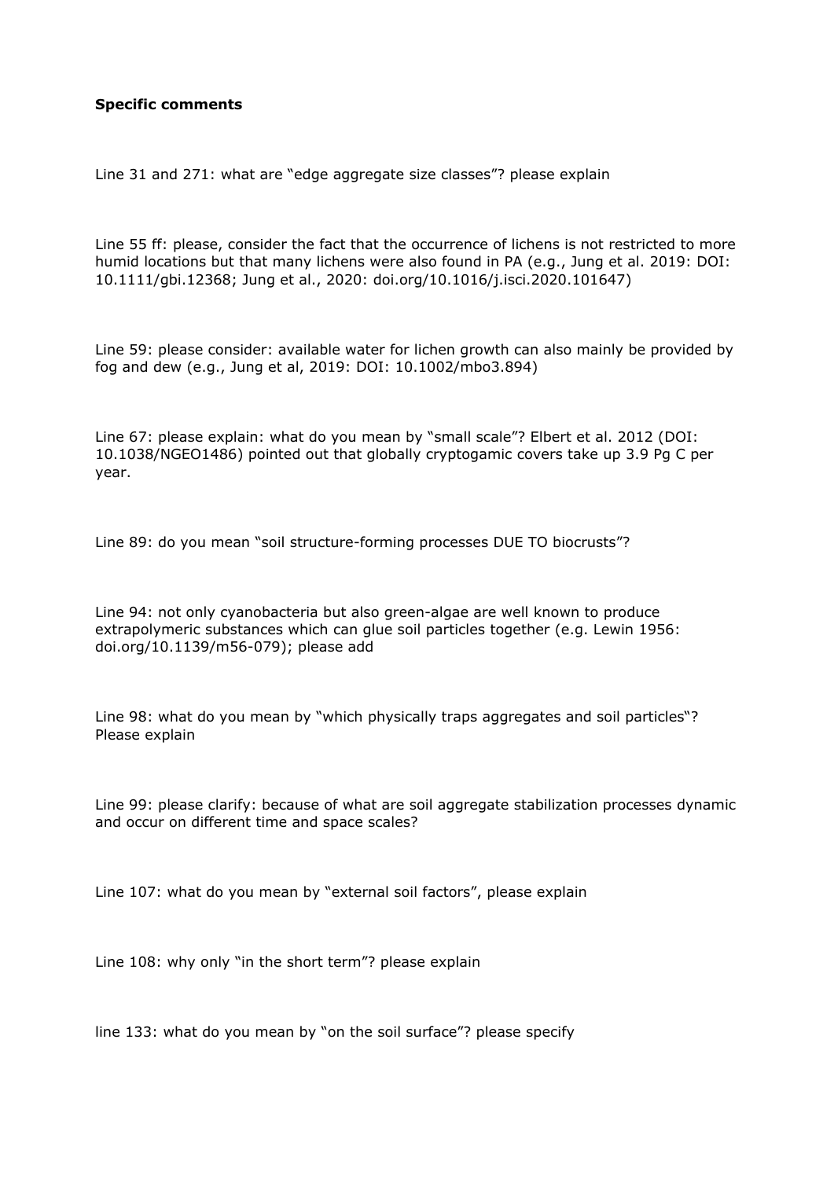**Specific comments**

Line 31 and 271: what are "edge aggregate size classes"? please explain

Line 55 ff: please, consider the fact that the occurrence of lichens is not restricted to more humid locations but that many lichens were also found in PA (e.g., Jung et al. 2019: DOI: 10.1111/gbi.12368; Jung et al., 2020: doi.org/10.1016/j.isci.2020.101647)

Line 59: please consider: available water for lichen growth can also mainly be provided by fog and dew (e.g., Jung et al, 2019: DOI: 10.1002/mbo3.894)

Line 67: please explain: what do you mean by "small scale"? Elbert et al. 2012 (DOI: 10.1038/NGEO1486) pointed out that globally cryptogamic covers take up 3.9 Pg C per year.

Line 89: do you mean "soil structure-forming processes DUE TO biocrusts"?

Line 94: not only cyanobacteria but also green-algae are well known to produce extrapolymeric substances which can glue soil particles together (e.g. Lewin 1956: doi.org/10.1139/m56-079); please add

Line 98: what do you mean by "which physically traps aggregates and soil particles"? Please explain

Line 99: please clarify: because of what are soil aggregate stabilization processes dynamic and occur on different time and space scales?

Line 107: what do you mean by "external soil factors", please explain

Line 108: why only "in the short term"? please explain

line 133: what do you mean by "on the soil surface"? please specify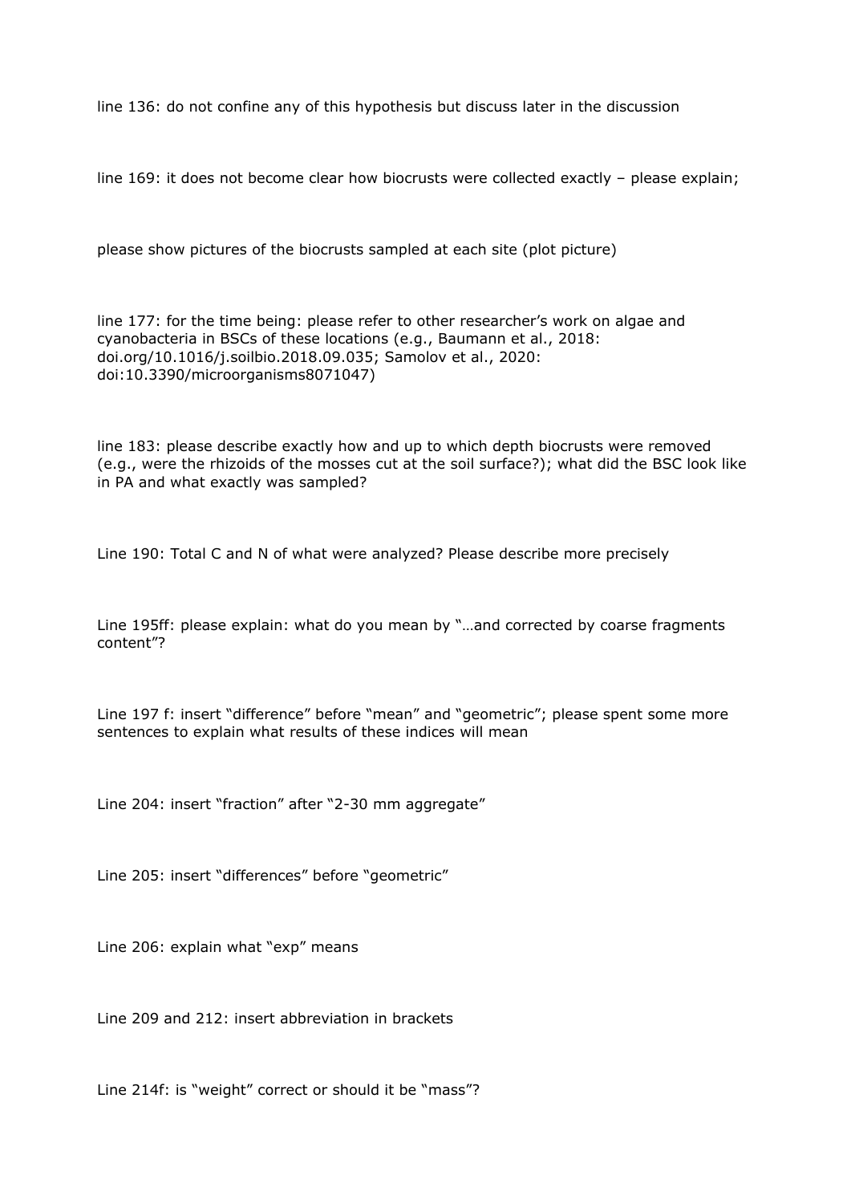line 136: do not confine any of this hypothesis but discuss later in the discussion

line 169: it does not become clear how biocrusts were collected exactly – please explain;

please show pictures of the biocrusts sampled at each site (plot picture)

line 177: for the time being: please refer to other researcher's work on algae and cyanobacteria in BSCs of these locations (e.g., Baumann et al., 2018: doi.org/10.1016/j.soilbio.2018.09.035; Samolov et al., 2020: doi:10.3390/microorganisms8071047)

line 183: please describe exactly how and up to which depth biocrusts were removed (e.g., were the rhizoids of the mosses cut at the soil surface?); what did the BSC look like in PA and what exactly was sampled?

Line 190: Total C and N of what were analyzed? Please describe more precisely

Line 195ff: please explain: what do you mean by "…and corrected by coarse fragments content"?

Line 197 f: insert "difference" before "mean" and "geometric"; please spent some more sentences to explain what results of these indices will mean

Line 204: insert "fraction" after "2-30 mm aggregate"

Line 205: insert "differences" before "geometric"

Line 206: explain what "exp" means

Line 209 and 212: insert abbreviation in brackets

Line 214f: is "weight" correct or should it be "mass"?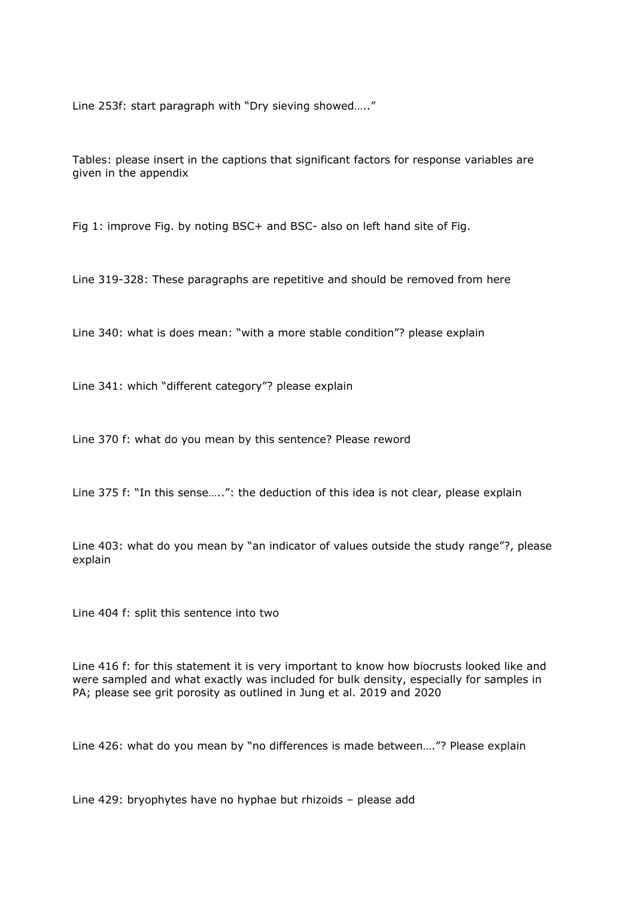Line 253f: start paragraph with "Dry sieving showed….."

Tables: please insert in the captions that significant factors for response variables are given in the appendix

Fig 1: improve Fig. by noting BSC+ and BSC- also on left hand site of Fig.

Line 319-328: These paragraphs are repetitive and should be removed from here

Line 340: what is does mean: "with a more stable condition"? please explain

Line 341: which "different category"? please explain

Line 370 f: what do you mean by this sentence? Please reword

Line 375 f: "In this sense…..": the deduction of this idea is not clear, please explain

Line 403: what do you mean by "an indicator of values outside the study range"?, please explain

Line 404 f: split this sentence into two

Line 416 f: for this statement it is very important to know how biocrusts looked like and were sampled and what exactly was included for bulk density, especially for samples in PA; please see grit porosity as outlined in Jung et al. 2019 and 2020

Line 426: what do you mean by "no differences is made between…."? Please explain

Line 429: bryophytes have no hyphae but rhizoids – please add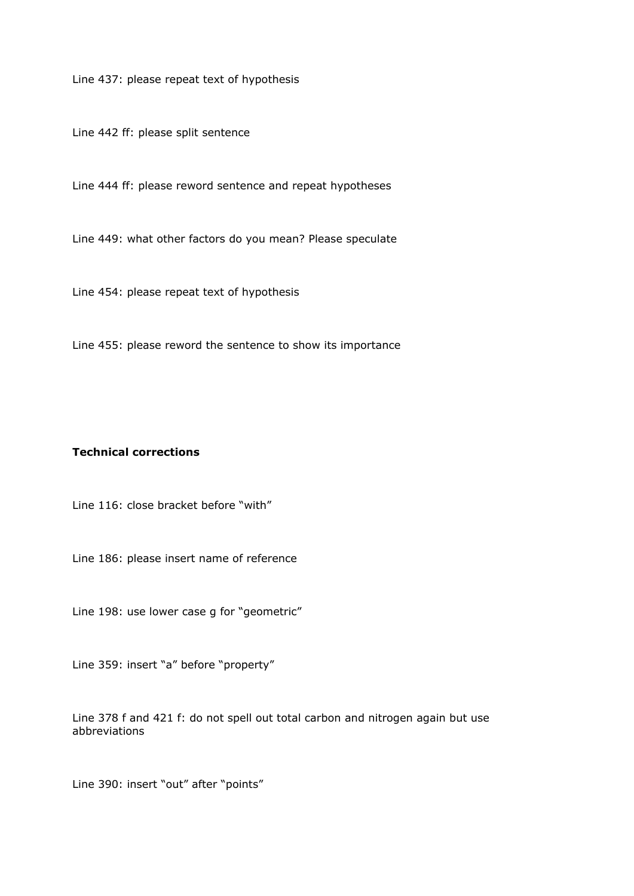Line 437: please repeat text of hypothesis

Line 442 ff: please split sentence

Line 444 ff: please reword sentence and repeat hypotheses

Line 449: what other factors do you mean? Please speculate

Line 454: please repeat text of hypothesis

Line 455: please reword the sentence to show its importance

**Technical corrections**

Line 116: close bracket before “with”

Line 186: please insert name of reference

Line 198: use lower case g for “geometric”

Line 359: insert “a” before “property”

Line 378 f and 421 f: do not spell out total carbon and nitrogen again but use abbreviations

Line 390: insert “out” after “points”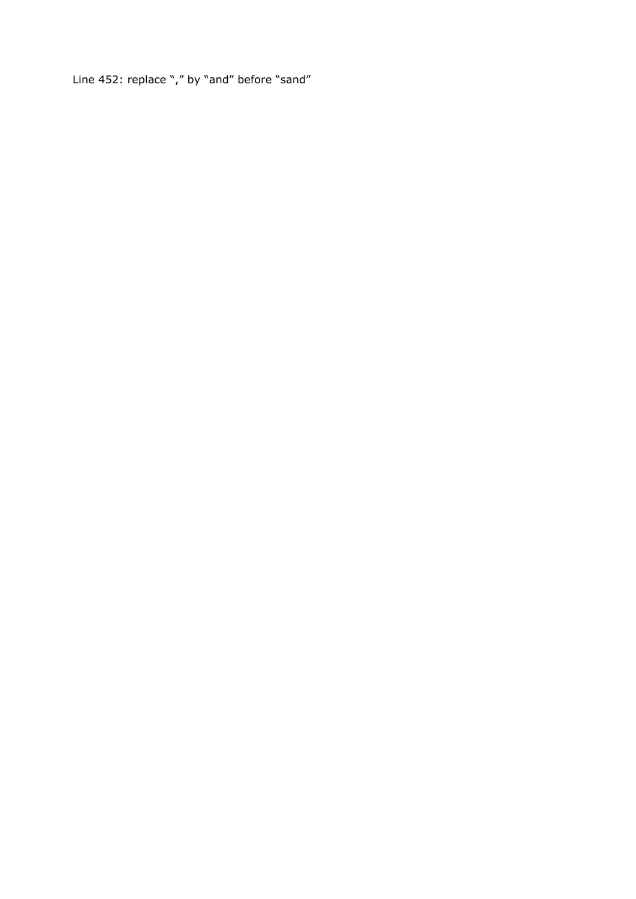Line 452: replace "," by "and" before "sand"